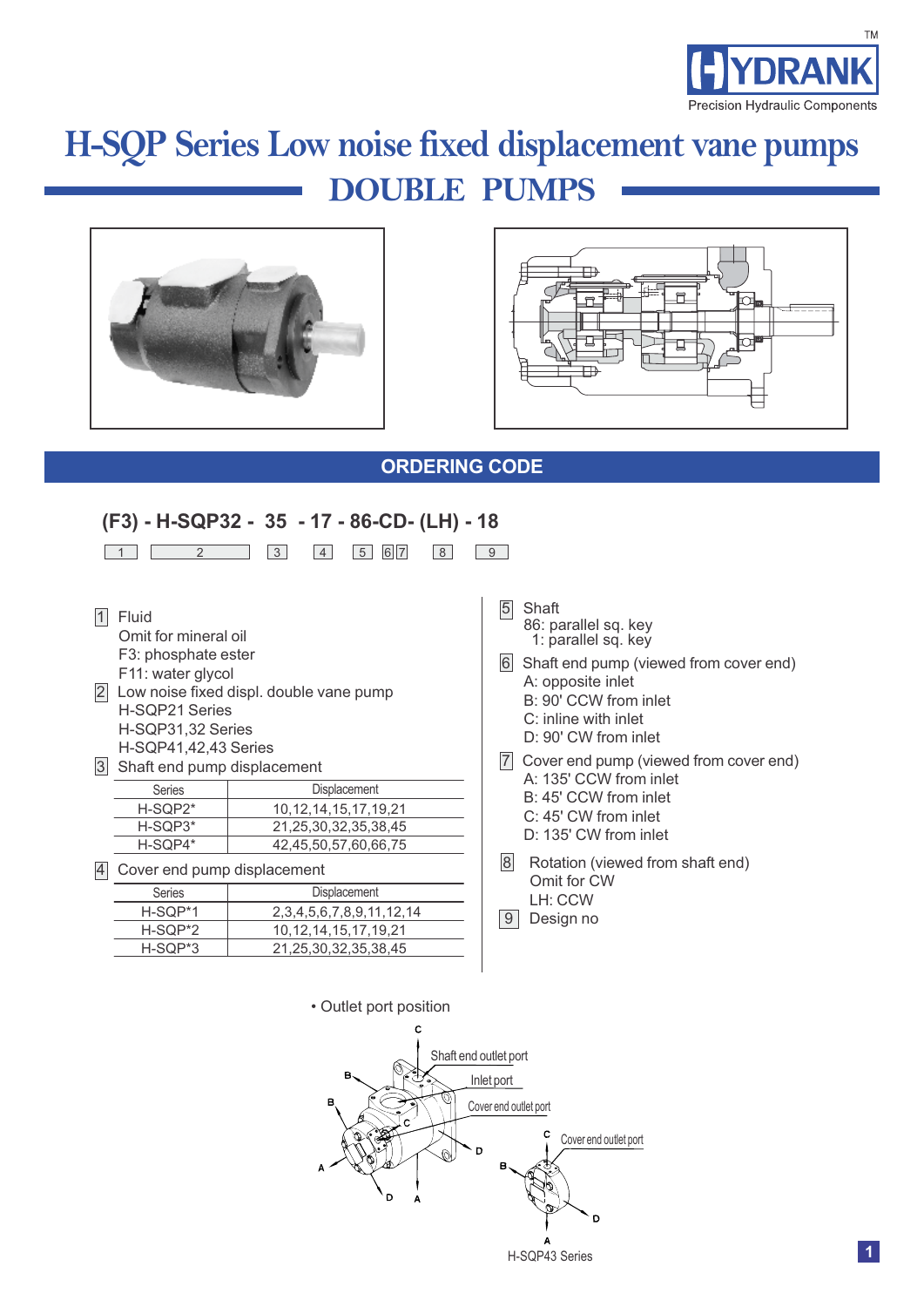# H-SQP Series Low noise fixed displacement vane pumps

## DOUBLE PUMPS

## ORDERING CODE

**(F3) - H-SQP32 - 35 - 17 - 86-CD- (LH) - 18**

1 | 2 | 3 | 4 | 5 | 6 | 7 | 8 | 9

1 Fluid
- Omit for mineral oil
- F3: phosphate ester
- F11: water glycol

2 Low noise fixed displ. double vane pump
- H-SQP21 Series
- H-SQP31,32 Series
- H-SQP41,42,43 Series

3 Shaft end pump displacement

| Series | Displacement |
|---|---|
| H-SQP2* | 10,12,14,15,17,19,21 |
| H-SQP3* | 21,25,30,32,35,38,45 |
| H-SQP4* | 42,45,50,57,60,66,75 |

4 Cover end pump displacement

| Series | Displacement |
|---|---|
| H-SQP*1 | 2,3,4,5,6,7,8,9,11,12,14 |
| H-SQP*2 | 10,12,14,15,17,19,21 |
| H-SQP*3 | 21,25,30,32,35,38,45 |

5 Shaft
- 86: parallel sq. key
- 1: parallel sq. key

6 Shaft end pump (viewed from cover end)
- A: opposite inlet
- B: 90' CCW from inlet
- C: inline with inlet
- D: 90' CW from inlet

7 Cover end pump (viewed from cover end)
- A: 135' CCW from inlet
- B: 45' CCW from inlet
- C: 45' CW from inlet
- D: 135' CW from inlet

8 Rotation (viewed from shaft end)
- Omit for CW
- LH: CCW

9 Design no

• Outlet port position

Shaft end outlet port
Inlet port
Cover end outlet port
Cover end outlet port

H-SQP43 Series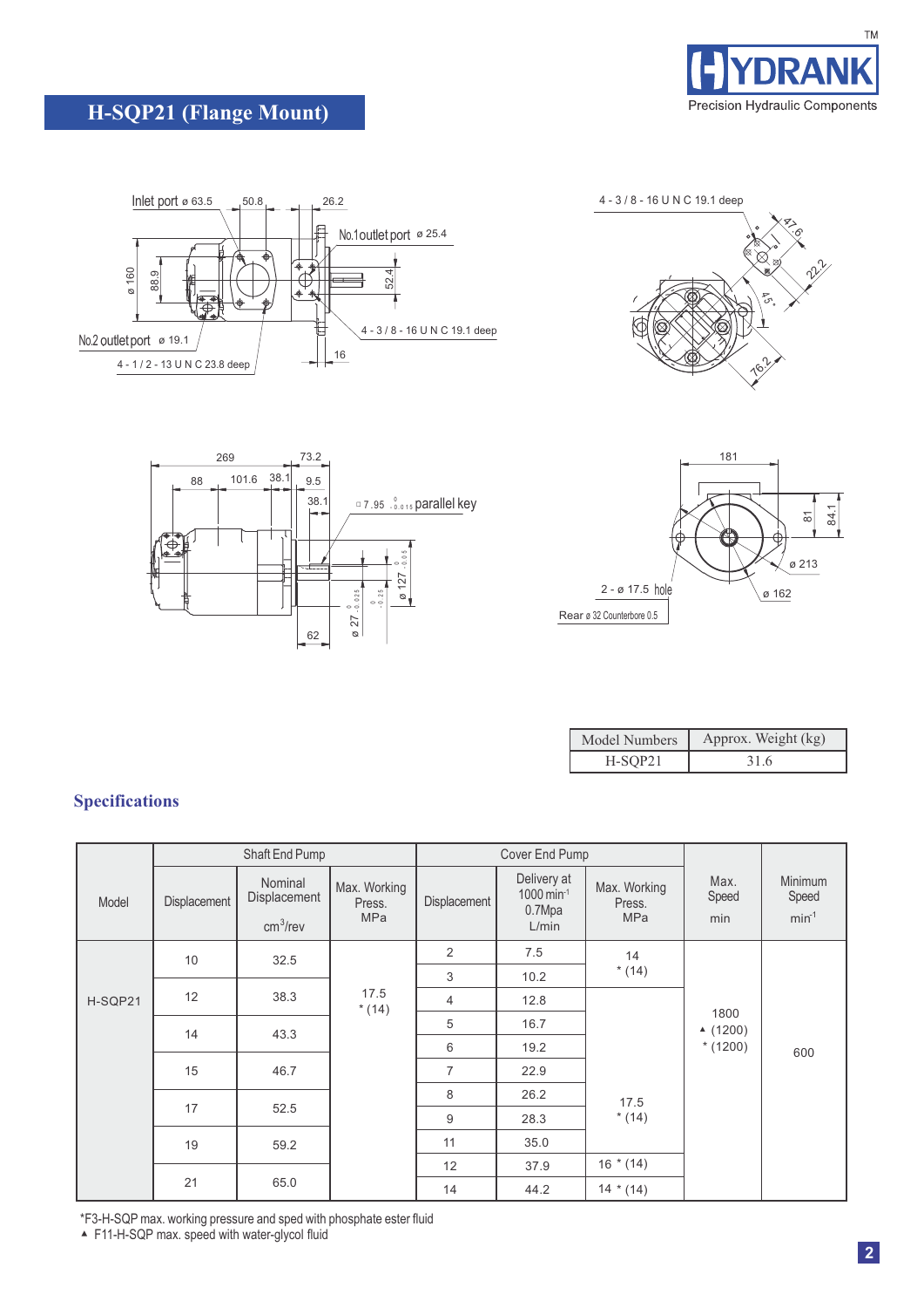# H-SQP21 (Flange Mount)

HYDRANK™
Precision Hydraulic Components

Inlet port ø 63.5
50.8
26.2
No.1 outlet port ø 25.4
ø 160
88.9
52.4
4 - 3 / 8 - 16 U N C 19.1 deep
No.2 outlet port ø 19.1
4 - 1 / 2 - 13 U N C 23.8 deep
16

4 - 3 / 8 - 16 U N C 19.1 deep
47.6
22.2
45°
76.2

269
73.2
88
101.6
38.1
9.5
38.1
□ 7.95 $^{0}_{-0.015}$ parallel key
ø 127 $^{0}_{-0.05}$
ø 27 $^{0}_{-0.025}$ $^{0}_{-0.25}$
62

181
81
84.1
ø 213
2 - ø 17.5 hole
ø 162
Rear ø 32 Counterbore 0.5

| Model Numbers | Approx. Weight (kg) |
|---|---|
| H-SQP21 | 31.6 |

## Specifications

| Model | Shaft End Pump | | | Cover End Pump | | | Max. Speed min | Minimum Speed min$^{-1}$ |
|---|---|---|---|---|---|---|---|---|
| | Displacement | Nominal Displacement cm$^{3}$/rev | Max. Working Press. MPa | Displacement | Delivery at 1000 min$^{-1}$ 0.7Mpa L/min | Max. Working Press. MPa | | |
| H-SQP21 | 10 | 32.5 | 17.5 * (14) | 2 | 7.5 | 14 * (14) | 1800 ▲ (1200) * (1200) | 600 |
| | | | | 3 | 10.2 | | | |
| | 12 | 38.3 | | 4 | 12.8 | 17.5 * (14) | | |
| | | | | 5 | 16.7 | | | |
| | 14 | 43.3 | | 6 | 19.2 | | | |
| | 15 | 46.7 | | 7 | 22.9 | | | |
| | 17 | 52.5 | | 8 | 26.2 | | | |
| | | | | 9 | 28.3 | | | |
| | 19 | 59.2 | | 11 | 35.0 | | | |
| | 21 | 65.0 | | 12 | 37.9 | 16 * (14) | | |
| | | | | 14 | 44.2 | 14 * (14) | | |

*F3-H-SQP max. working pressure and sped with phosphate ester fluid
▲ F11-H-SQP max. speed with water-glycol fluid